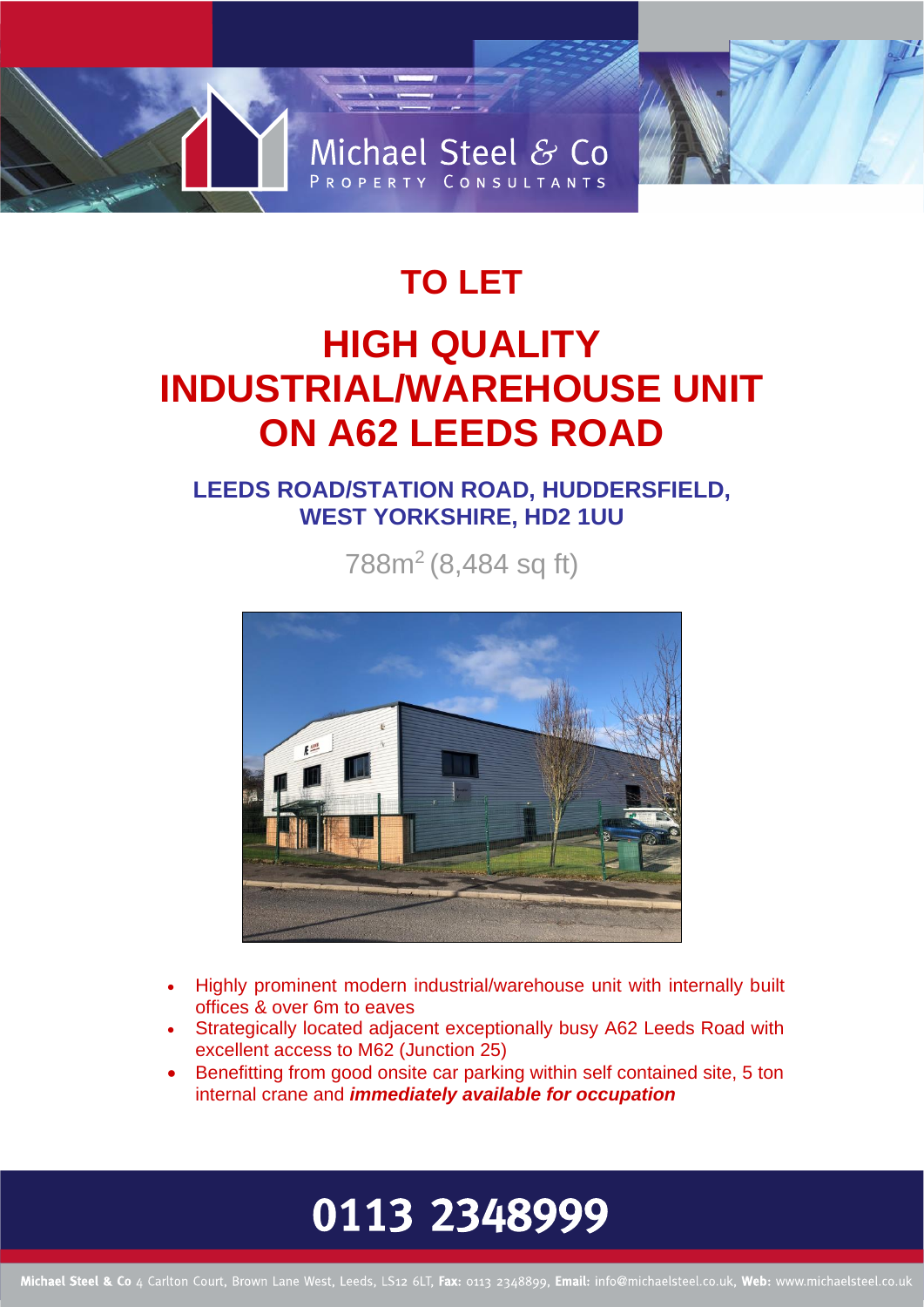Michael Steel & Co
PROPERTY CONSULTANTS

# TO LET

# HIGH QUALITY INDUSTRIAL/WAREHOUSE UNIT ON A62 LEEDS ROAD

## LEEDS ROAD/STATION ROAD, HUDDERSFIELD, WEST YORKSHIRE, HD2 1UU

788m$^2$ (8,484 sq ft)

- Highly prominent modern industrial/warehouse unit with internally built offices & over 6m to eaves
- Strategically located adjacent exceptionally busy A62 Leeds Road with excellent access to M62 (Junction 25)
- Benefitting from good onsite car parking within self contained site, 5 ton internal crane and ***immediately available for occupation***

**0113 2348999**

**Michael Steel & Co** 4 Carlton Court, Brown Lane West, Leeds, LS12 6LT, **Fax:** 0113 2348899, **Email:** info@michaelsteel.co.uk, **Web:** www.michaelsteel.co.uk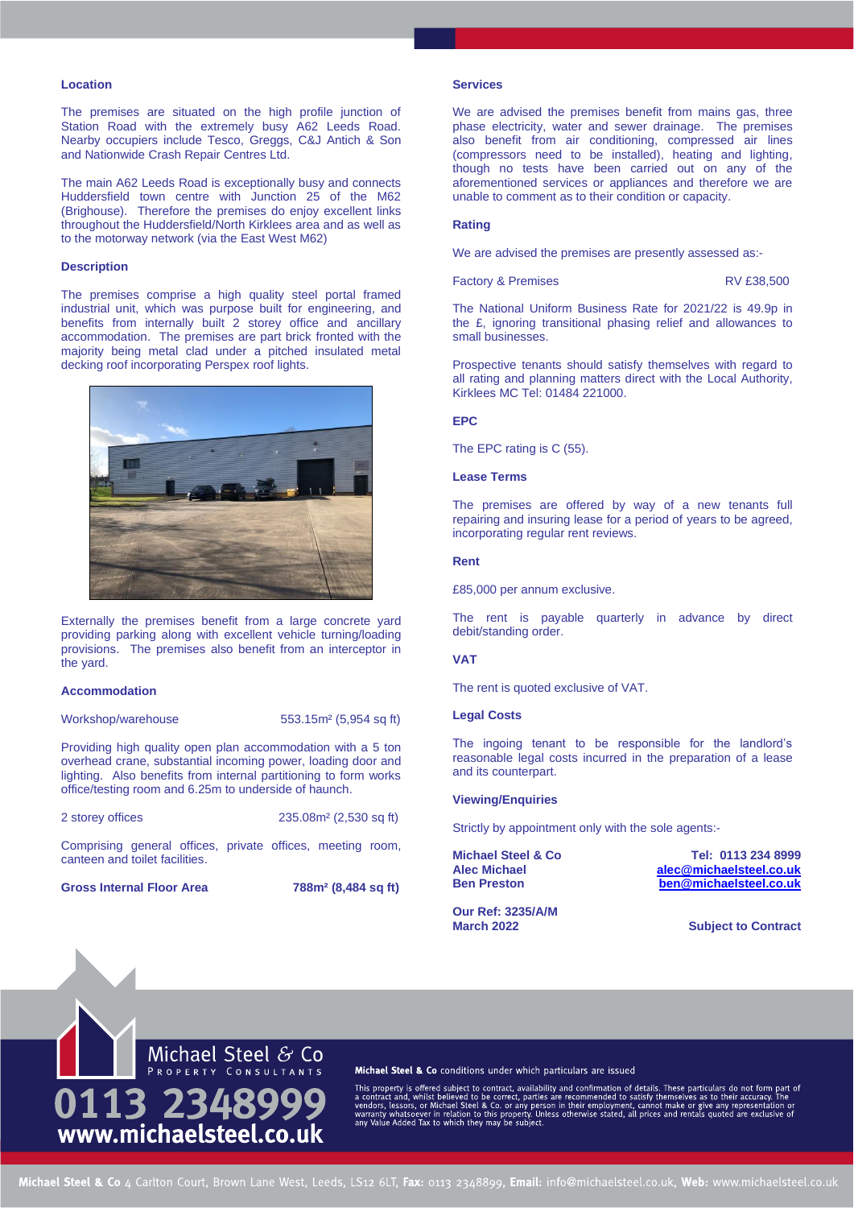## Location

The premises are situated on the high profile junction of Station Road with the extremely busy A62 Leeds Road. Nearby occupiers include Tesco, Greggs, C&J Antich & Son and Nationwide Crash Repair Centres Ltd.

The main A62 Leeds Road is exceptionally busy and connects Huddersfield town centre with Junction 25 of the M62 (Brighouse). Therefore the premises do enjoy excellent links throughout the Huddersfield/North Kirklees area and as well as to the motorway network (via the East West M62)

## Description

The premises comprise a high quality steel portal framed industrial unit, which was purpose built for engineering, and benefits from internally built 2 storey office and ancillary accommodation. The premises are part brick fronted with the majority being metal clad under a pitched insulated metal decking roof incorporating Perspex roof lights.

Externally the premises benefit from a large concrete yard providing parking along with excellent vehicle turning/loading provisions. The premises also benefit from an interceptor in the yard.

## Accommodation

| | |
|---|---|
| Workshop/warehouse | 553.15m² (5,954 sq ft) |

Providing high quality open plan accommodation with a 5 ton overhead crane, substantial incoming power, loading door and lighting. Also benefits from internal partitioning to form works office/testing room and 6.25m to underside of haunch.

| | |
|---|---|
| 2 storey offices | 235.08m² (2,530 sq ft) |

Comprising general offices, private offices, meeting room, canteen and toilet facilities.

| | |
|---|---|
| **Gross Internal Floor Area** | **788m² (8,484 sq ft)** |

## Services

We are advised the premises benefit from mains gas, three phase electricity, water and sewer drainage. The premises also benefit from air conditioning, compressed air lines (compressors need to be installed), heating and lighting, though no tests have been carried out on any of the aforementioned services or appliances and therefore we are unable to comment as to their condition or capacity.

## Rating

We are advised the premises are presently assessed as:-

| | |
|---|---|
| Factory & Premises | RV £38,500 |

The National Uniform Business Rate for 2021/22 is 49.9p in the £, ignoring transitional phasing relief and allowances to small businesses.

Prospective tenants should satisfy themselves with regard to all rating and planning matters direct with the Local Authority, Kirklees MC Tel: 01484 221000.

## EPC

The EPC rating is C (55).

## Lease Terms

The premises are offered by way of a new tenants full repairing and insuring lease for a period of years to be agreed, incorporating regular rent reviews.

## Rent

£85,000 per annum exclusive.

The rent is payable quarterly in advance by direct debit/standing order.

## VAT

The rent is quoted exclusive of VAT.

## Legal Costs

The ingoing tenant to be responsible for the landlord's reasonable legal costs incurred in the preparation of a lease and its counterpart.

## Viewing/Enquiries

Strictly by appointment only with the sole agents:-

**Michael Steel & Co** — **Tel: 0113 234 8999**
**Alec Michael** — **alec@michaelsteel.co.uk**
**Ben Preston** — **ben@michaelsteel.co.uk**

**Our Ref: 3235/A/M**
**March 2022**

**Subject to Contract**

Michael Steel & Co
PROPERTY CONSULTANTS
0113 2348999
www.michaelsteel.co.uk

**Michael Steel & Co** conditions under which particulars are issued

This property is offered subject to contract, availability and confirmation of details. These particulars do not form part of a contract and, whilst believed to be correct, parties are recommended to satisfy themselves as to their accuracy. The vendors, lessors, or Michael Steel & Co. or any person in their employment, cannot make or give any representation or warranty whatsoever in relation to this property. Unless otherwise stated, all prices and rentals quoted are exclusive of any Value Added Tax to which they may be subject.

**Michael Steel & Co** 4 Carlton Court, Brown Lane West, Leeds, LS12 6LT, **Fax:** 0113 2348899, **Email:** info@michaelsteel.co.uk, **Web:** www.michaelsteel.co.uk